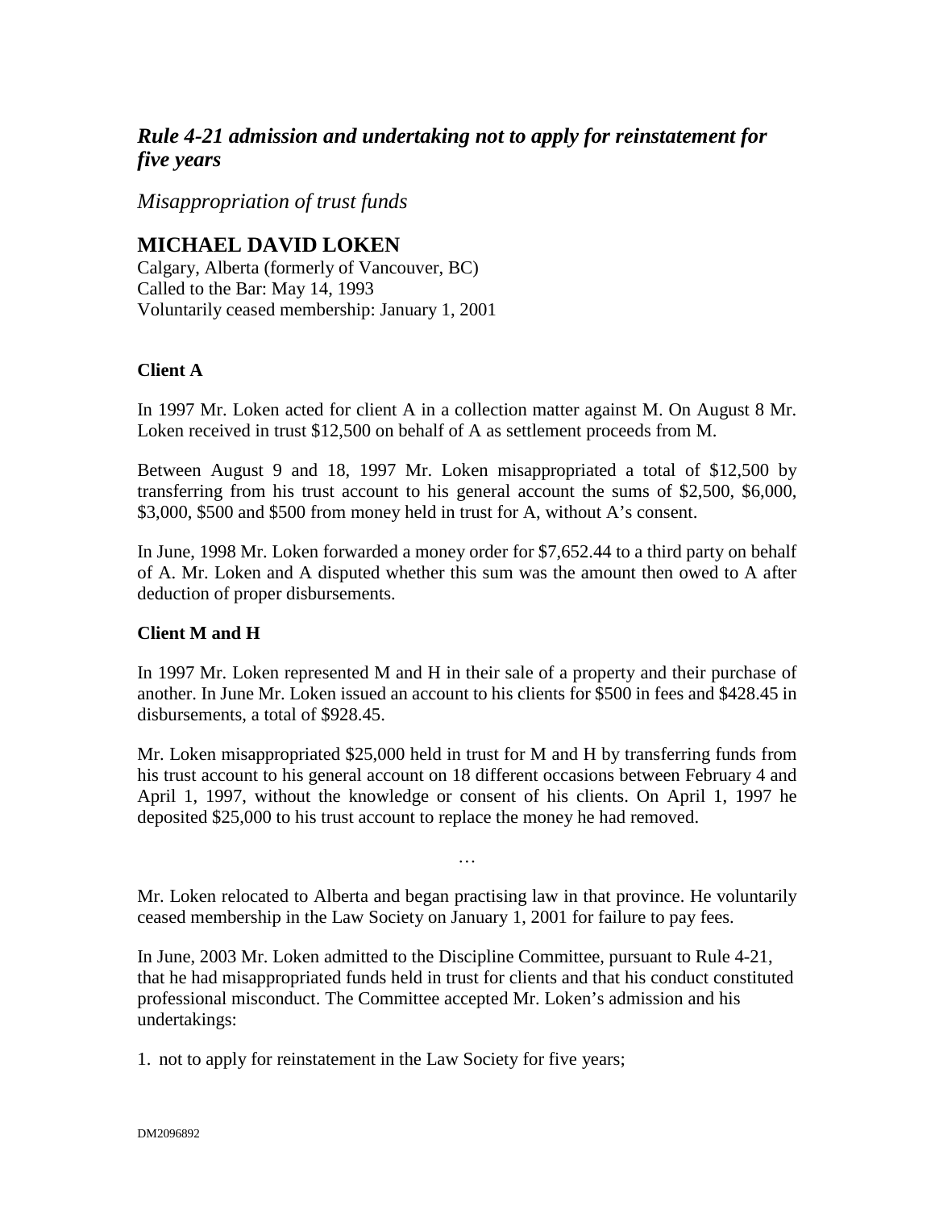## *Rule 4-21 admission and undertaking not to apply for reinstatement for five years*

*Misappropriation of trust funds*

## MICHAEL DAVID LOKEN

Calgary, Alberta (formerly of Vancouver, BC)
Called to the Bar: May 14, 1993
Voluntarily ceased membership: January 1, 2001

**Client A**

In 1997 Mr. Loken acted for client A in a collection matter against M. On August 8 Mr. Loken received in trust $12,500 on behalf of A as settlement proceeds from M.

Between August 9 and 18, 1997 Mr. Loken misappropriated a total of $12,500 by transferring from his trust account to his general account the sums of $2,500, $6,000, $3,000, $500 and $500 from money held in trust for A, without A's consent.

In June, 1998 Mr. Loken forwarded a money order for $7,652.44 to a third party on behalf of A. Mr. Loken and A disputed whether this sum was the amount then owed to A after deduction of proper disbursements.

**Client M and H**

In 1997 Mr. Loken represented M and H in their sale of a property and their purchase of another. In June Mr. Loken issued an account to his clients for $500 in fees and $428.45 in disbursements, a total of $928.45.

Mr. Loken misappropriated $25,000 held in trust for M and H by transferring funds from his trust account to his general account on 18 different occasions between February 4 and April 1, 1997, without the knowledge or consent of his clients. On April 1, 1997 he deposited $25,000 to his trust account to replace the money he had removed.

…

Mr. Loken relocated to Alberta and began practising law in that province. He voluntarily ceased membership in the Law Society on January 1, 2001 for failure to pay fees.

In June, 2003 Mr. Loken admitted to the Discipline Committee, pursuant to Rule 4-21, that he had misappropriated funds held in trust for clients and that his conduct constituted professional misconduct. The Committee accepted Mr. Loken's admission and his undertakings:

1. not to apply for reinstatement in the Law Society for five years;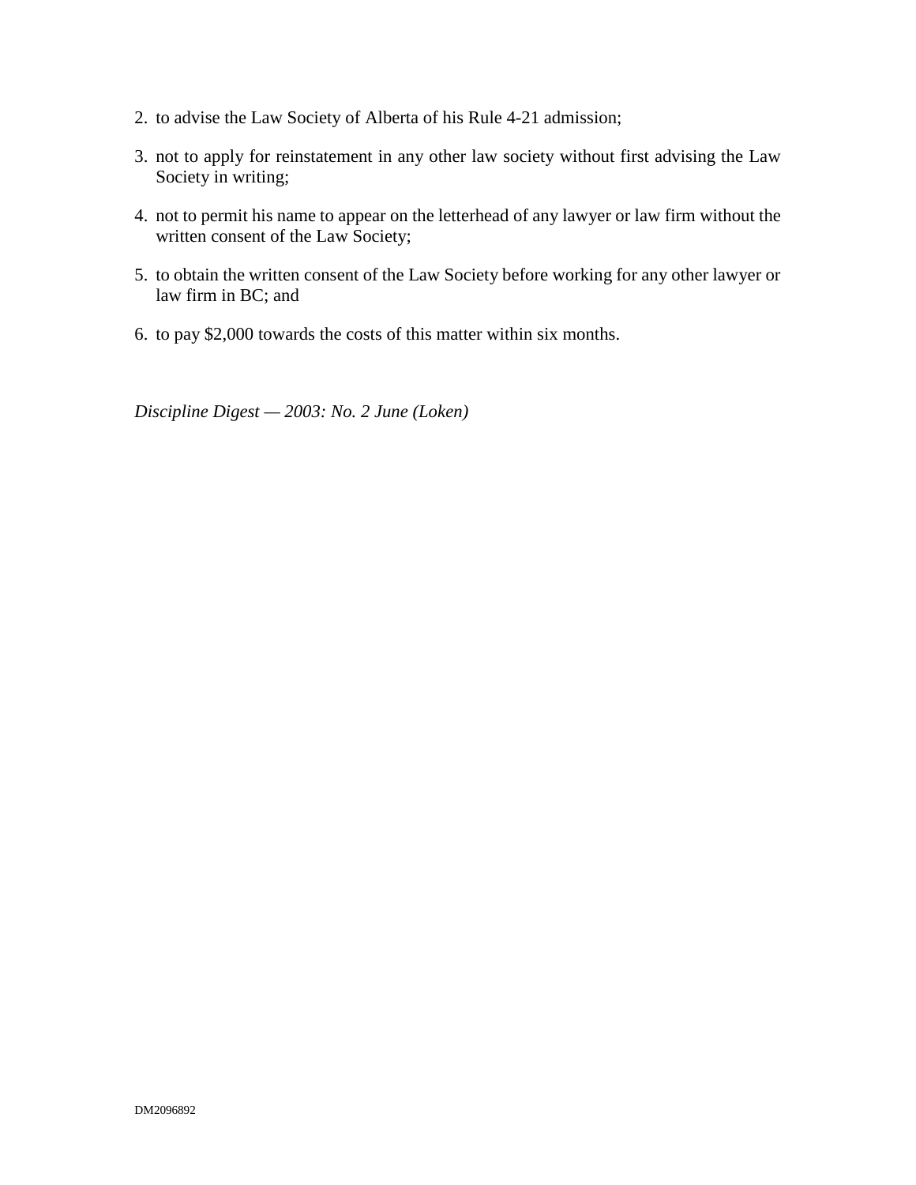2. to advise the Law Society of Alberta of his Rule 4-21 admission;

3. not to apply for reinstatement in any other law society without first advising the Law Society in writing;

4. not to permit his name to appear on the letterhead of any lawyer or law firm without the written consent of the Law Society;

5. to obtain the written consent of the Law Society before working for any other lawyer or law firm in BC; and

6. to pay $2,000 towards the costs of this matter within six months.

*Discipline Digest — 2003: No. 2 June (Loken)*

DM2096892